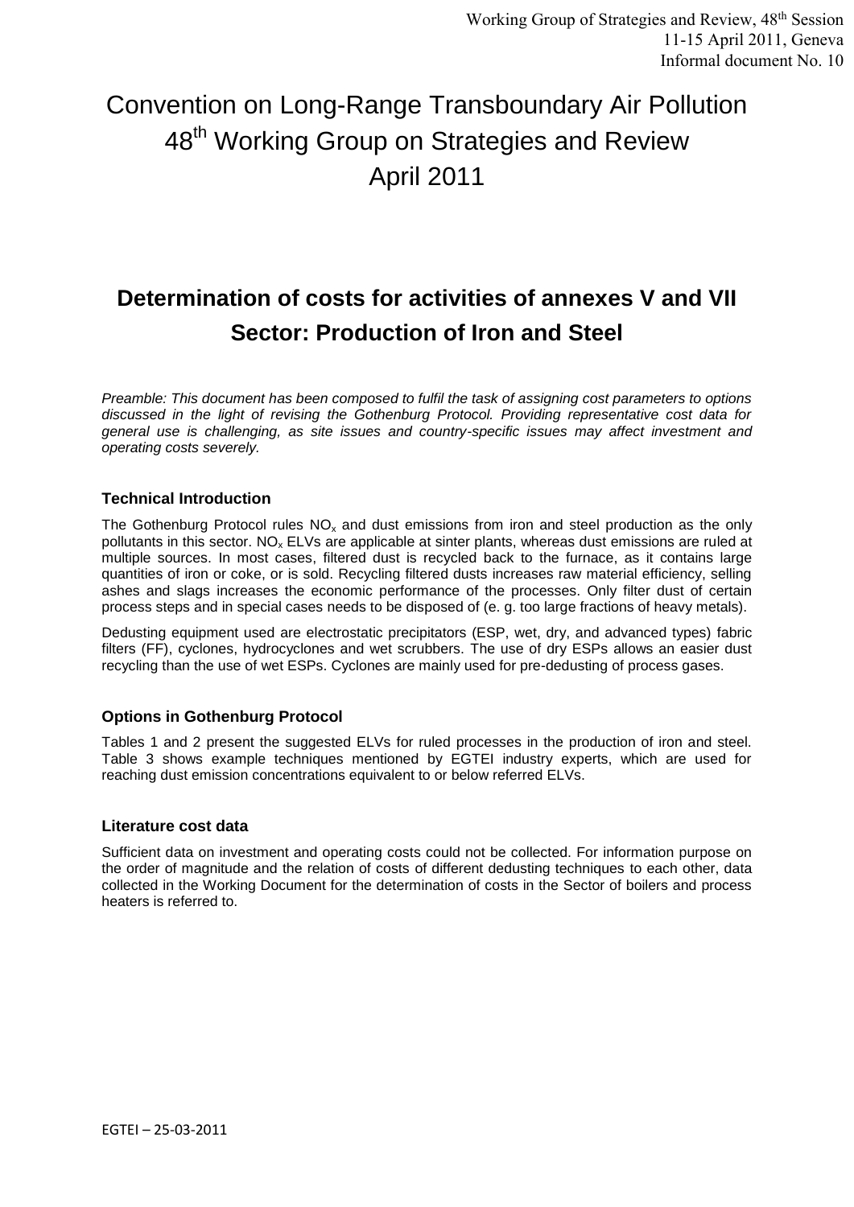Working Group of Strategies and Review, 48th Session
11-15 April 2011, Geneva
Informal document No. 10

# Convention on Long-Range Transboundary Air Pollution 48th Working Group on Strategies and Review April 2011

## Determination of costs for activities of annexes V and VII Sector: Production of Iron and Steel

*Preamble: This document has been composed to fulfil the task of assigning cost parameters to options discussed in the light of revising the Gothenburg Protocol. Providing representative cost data for general use is challenging, as site issues and country-specific issues may affect investment and operating costs severely.*

### Technical Introduction

The Gothenburg Protocol rules $NO_x$ and dust emissions from iron and steel production as the only pollutants in this sector. $NO_x$ ELVs are applicable at sinter plants, whereas dust emissions are ruled at multiple sources. In most cases, filtered dust is recycled back to the furnace, as it contains large quantities of iron or coke, or is sold. Recycling filtered dusts increases raw material efficiency, selling ashes and slags increases the economic performance of the processes. Only filter dust of certain process steps and in special cases needs to be disposed of (e. g. too large fractions of heavy metals).

Dedusting equipment used are electrostatic precipitators (ESP, wet, dry, and advanced types) fabric filters (FF), cyclones, hydrocyclones and wet scrubbers. The use of dry ESPs allows an easier dust recycling than the use of wet ESPs. Cyclones are mainly used for pre-dedusting of process gases.

### Options in Gothenburg Protocol

Tables 1 and 2 present the suggested ELVs for ruled processes in the production of iron and steel. Table 3 shows example techniques mentioned by EGTEI industry experts, which are used for reaching dust emission concentrations equivalent to or below referred ELVs.

### Literature cost data

Sufficient data on investment and operating costs could not be collected. For information purpose on the order of magnitude and the relation of costs of different dedusting techniques to each other, data collected in the Working Document for the determination of costs in the Sector of boilers and process heaters is referred to.

EGTEI – 25-03-2011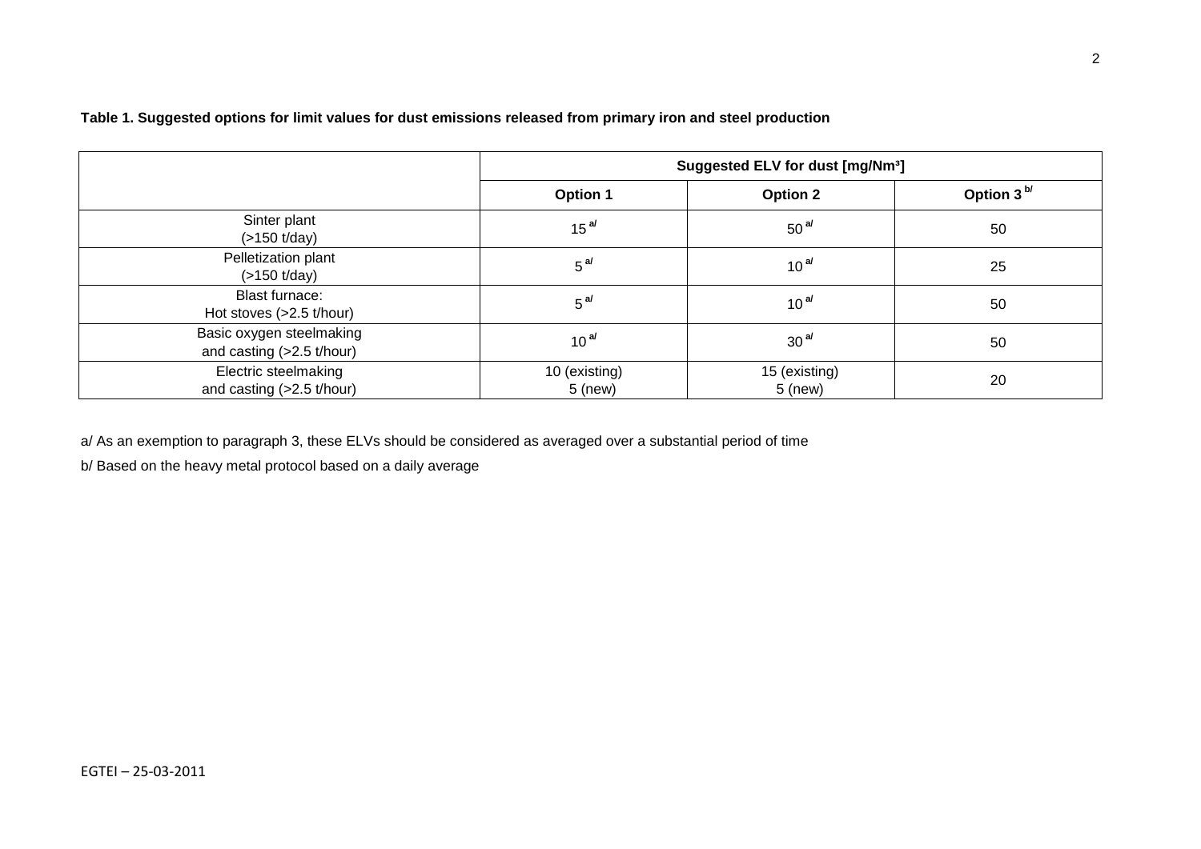**Table 1. Suggested options for limit values for dust emissions released from primary iron and steel production**

| | Suggested ELV for dust [mg/Nm³] | | |
|---|---|---|---|
| | Option 1 | Option 2 | Option 3 [b/] |
| Sinter plant (>150 t/day) | 15 [a/] | 50 [a/] | 50 |
| Pelletization plant (>150 t/day) | 5 [a/] | 10 [a/] | 25 |
| Blast furnace: Hot stoves (>2.5 t/hour) | 5 [a/] | 10 [a/] | 50 |
| Basic oxygen steelmaking and casting (>2.5 t/hour) | 10 [a/] | 30 [a/] | 50 |
| Electric steelmaking and casting (>2.5 t/hour) | 10 (existing) 5 (new) | 15 (existing) 5 (new) | 20 |

a/ As an exemption to paragraph 3, these ELVs should be considered as averaged over a substantial period of time

b/ Based on the heavy metal protocol based on a daily average

EGTEI – 25-03-2011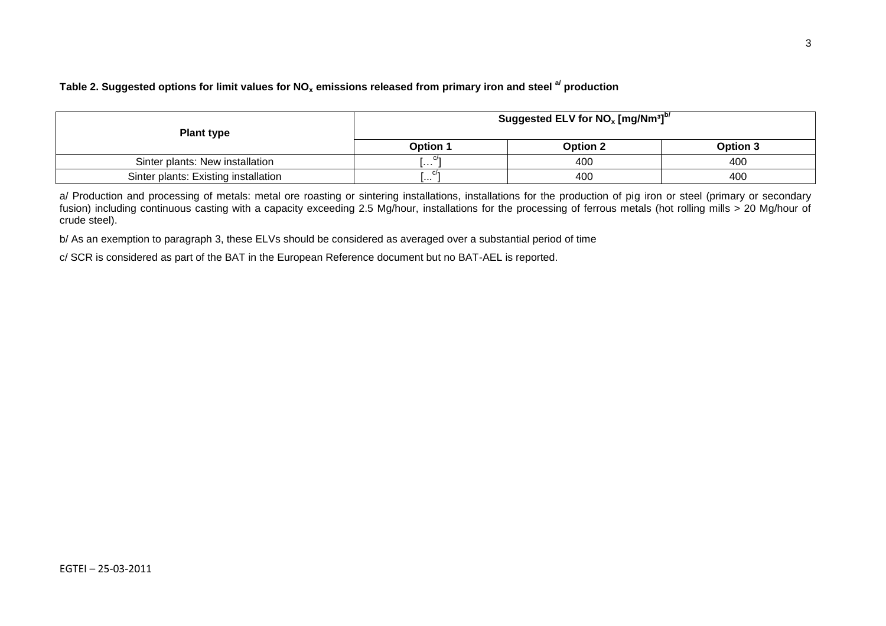**Table 2. Suggested options for limit values for $NO_x$ emissions released from primary iron and steel [a/] production**

| Plant type | Suggested ELV for $NO_x$ [mg/Nm³] [b/] | | |
|---|---|---|---|
| | **Option 1** | **Option 2** | **Option 3** |
| Sinter plants: New installation | […[c/]] | 400 | 400 |
| Sinter plants: Existing installation | […[c/]] | 400 | 400 |

a/ Production and processing of metals: metal ore roasting or sintering installations, installations for the production of pig iron or steel (primary or secondary fusion) including continuous casting with a capacity exceeding 2.5 Mg/hour, installations for the processing of ferrous metals (hot rolling mills > 20 Mg/hour of crude steel).

b/ As an exemption to paragraph 3, these ELVs should be considered as averaged over a substantial period of time

c/ SCR is considered as part of the BAT in the European Reference document but no BAT-AEL is reported.

EGTEI – 25-03-2011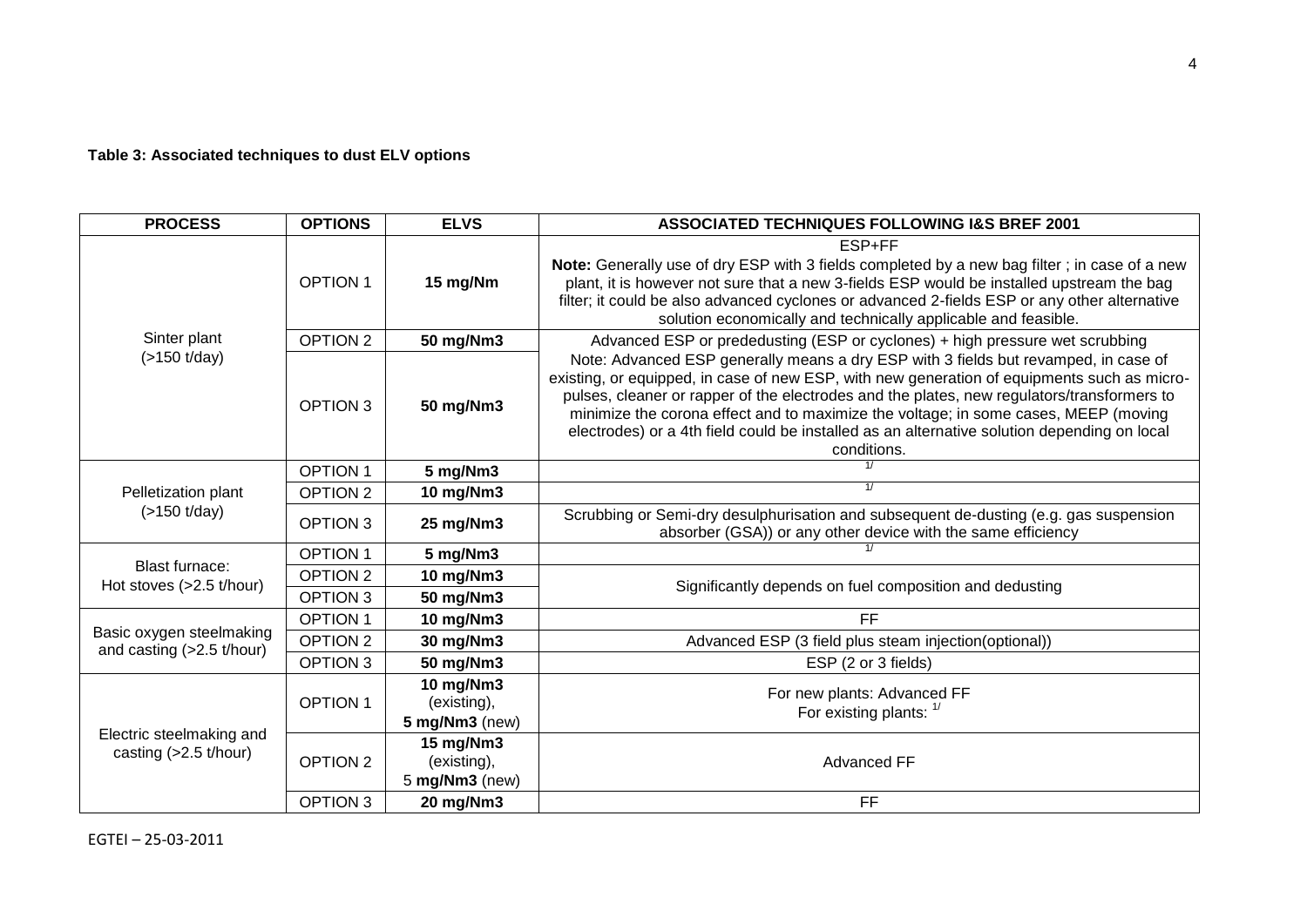**Table 3: Associated techniques to dust ELV options**

| PROCESS | OPTIONS | ELVS | ASSOCIATED TECHNIQUES FOLLOWING I&S BREF 2001 |
|---|---|---|---|
| Sinter plant (>150 t/day) | OPTION 1 | **15 mg/Nm** | ESP+FF **Note:** Generally use of dry ESP with 3 fields completed by a new bag filter ; in case of a new plant, it is however not sure that a new 3-fields ESP would be installed upstream the bag filter; it could be also advanced cyclones or advanced 2-fields ESP or any other alternative solution economically and technically applicable and feasible. |
| | OPTION 2 | **50 mg/Nm3** | Advanced ESP or prededusting (ESP or cyclones) + high pressure wet scrubbing |
| | OPTION 3 | **50 mg/Nm3** | Note: Advanced ESP generally means a dry ESP with 3 fields but revamped, in case of existing, or equipped, in case of new ESP, with new generation of equipments such as micro-pulses, cleaner or rapper of the electrodes and the plates, new regulators/transformers to minimize the corona effect and to maximize the voltage; in some cases, MEEP (moving electrodes) or a 4th field could be installed as an alternative solution depending on local conditions. |
| Pelletization plant (>150 t/day) | OPTION 1 | **5 mg/Nm3** | [1/] |
| | OPTION 2 | **10 mg/Nm3** | [1/] |
| | OPTION 3 | **25 mg/Nm3** | Scrubbing or Semi-dry desulphurisation and subsequent de-dusting (e.g. gas suspension absorber (GSA)) or any other device with the same efficiency |
| Blast furnace: Hot stoves (>2.5 t/hour) | OPTION 1 | **5 mg/Nm3** | [1/] |
| | OPTION 2 | **10 mg/Nm3** | Significantly depends on fuel composition and dedusting |
| | OPTION 3 | **50 mg/Nm3** | |
| Basic oxygen steelmaking and casting (>2.5 t/hour) | OPTION 1 | **10 mg/Nm3** | FF |
| | OPTION 2 | **30 mg/Nm3** | Advanced ESP (3 field plus steam injection(optional)) |
| | OPTION 3 | **50 mg/Nm3** | ESP (2 or 3 fields) |
| Electric steelmaking and casting (>2.5 t/hour) | OPTION 1 | **10 mg/Nm3** (existing), **5 mg/Nm3** (new) | For new plants: Advanced FF For existing plants: [1/] |
| | OPTION 2 | **15 mg/Nm3** (existing), 5 **mg/Nm3** (new) | Advanced FF |
| | OPTION 3 | **20 mg/Nm3** | FF |

EGTEI – 25-03-2011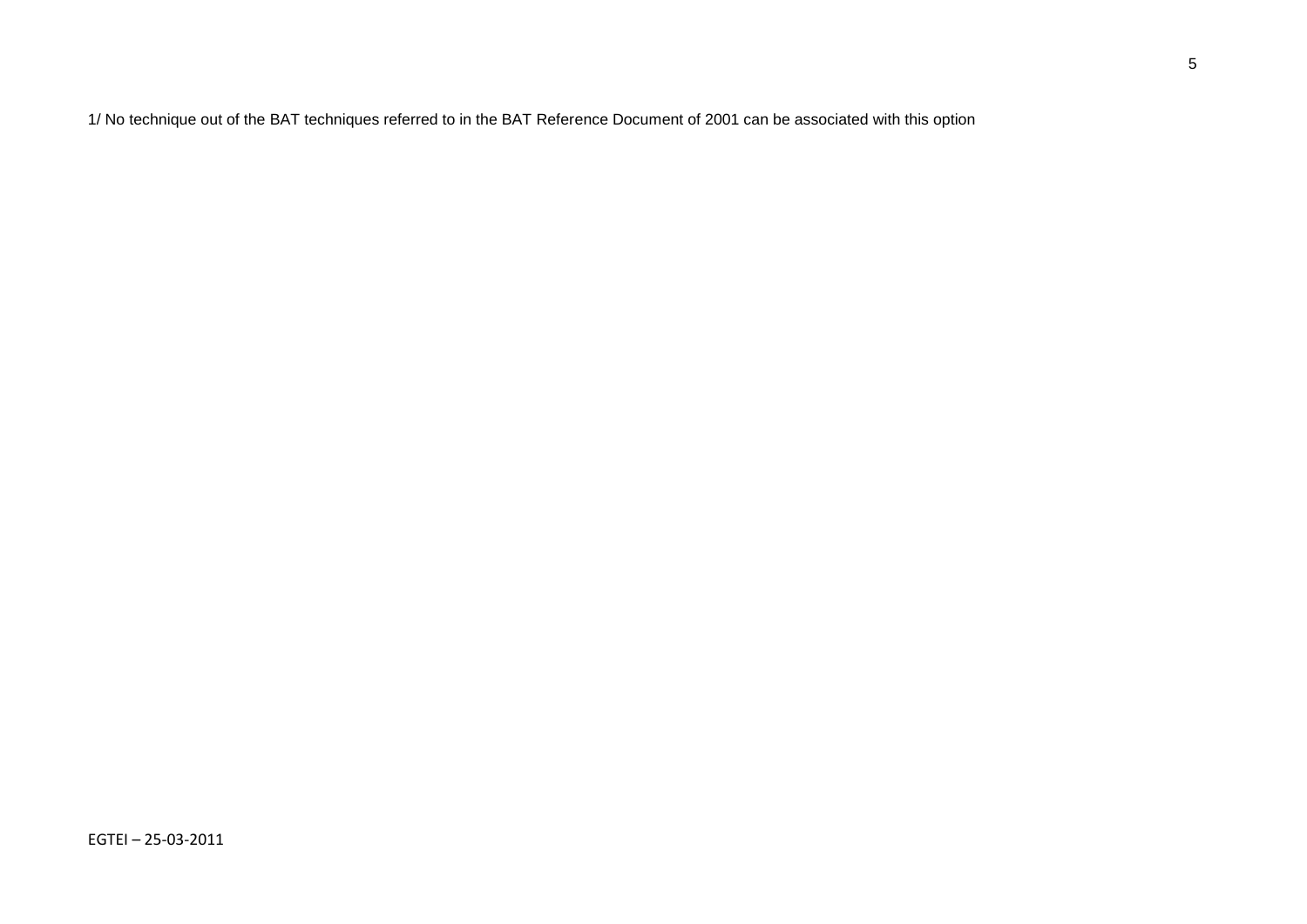1/ No technique out of the BAT techniques referred to in the BAT Reference Document of 2001 can be associated with this option